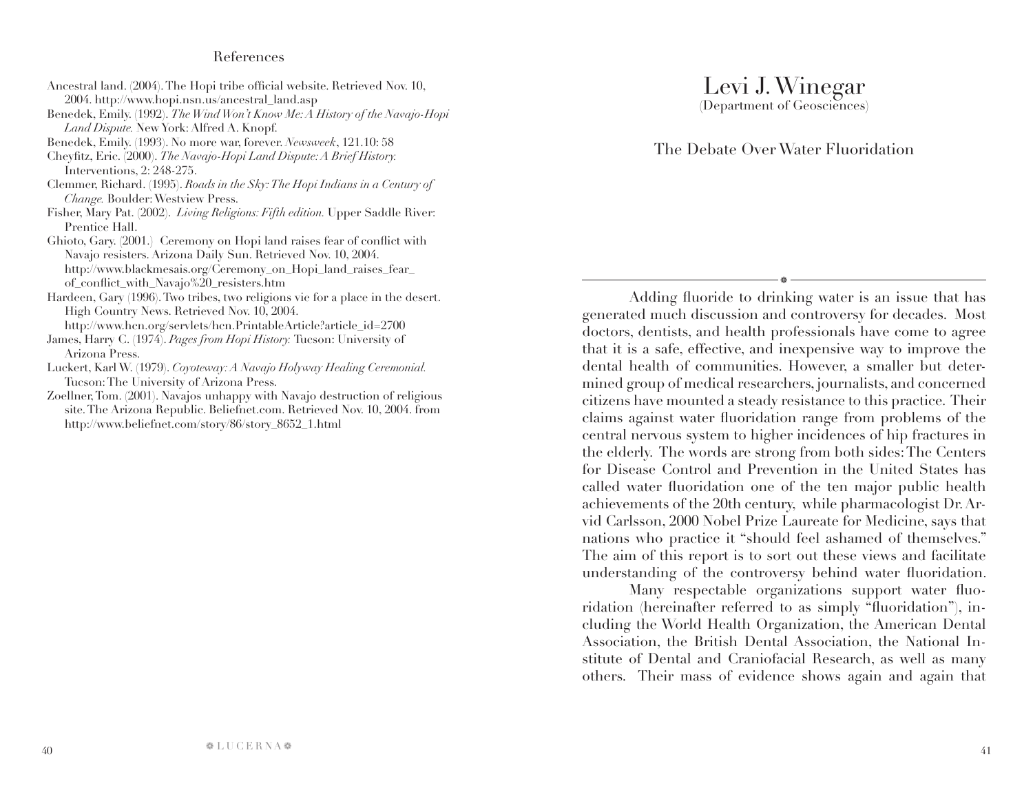## References

Ancestral land. (2004). The Hopi tribe official website. Retrieved Nov. 10, 2004. http://www.hopi.nsn.us/ancestral_land.asp

Benedek, Emily. (1992). *The Wind Won't Know Me: A History of the Navajo-Hopi Land Dispute.* New York: Alfred A. Knopf.

Benedek, Emily. (1993). No more war, forever. *Newsweek*, 121.10: 58

Cheyfitz, Eric. (2000). *The Navajo-Hopi Land Dispute: A Brief History.* Interventions, 2: 248-275.

Clemmer, Richard. (1995). *Roads in the Sky: The Hopi Indians in a Century of Change.* Boulder: Westview Press.

Fisher, Mary Pat. (2002). *Living Religions: Fifth edition.* Upper Saddle River: Prentice Hall.

Ghioto, Gary. (2001.) Ceremony on Hopi land raises fear of conflict with Navajo resisters. Arizona Daily Sun. Retrieved Nov. 10, 2004. http://www.blackmesais.org/Ceremony_on_Hopi_land_raises_fear_of_conflict_with_Navajo%20_resisters.htm

Hardeen, Gary (1996). Two tribes, two religions vie for a place in the desert. High Country News. Retrieved Nov. 10, 2004. http://www.hcn.org/servlets/hcn.PrintableArticle?article_id=2700

James, Harry C. (1974). *Pages from Hopi History.* Tucson: University of Arizona Press.

Luckert, Karl W. (1979). *Coyoteway: A Navajo Holyway Healing Ceremonial.* Tucson: The University of Arizona Press.

Zoellner, Tom. (2001). Navajos unhappy with Navajo destruction of religious site. The Arizona Republic. Beliefnet.com. Retrieved Nov. 10, 2004. from http://www.beliefnet.com/story/86/story_8652_1.html

# Levi J. Winegar

(Department of Geosciences)

## The Debate Over Water Fluoridation

Adding fluoride to drinking water is an issue that has generated much discussion and controversy for decades. Most doctors, dentists, and health professionals have come to agree that it is a safe, effective, and inexpensive way to improve the dental health of communities. However, a smaller but determined group of medical researchers, journalists, and concerned citizens have mounted a steady resistance to this practice. Their claims against water fluoridation range from problems of the central nervous system to higher incidences of hip fractures in the elderly. The words are strong from both sides: The Centers for Disease Control and Prevention in the United States has called water fluoridation one of the ten major public health achievements of the 20th century, while pharmacologist Dr. Arvid Carlsson, 2000 Nobel Prize Laureate for Medicine, says that nations who practice it "should feel ashamed of themselves." The aim of this report is to sort out these views and facilitate understanding of the controversy behind water fluoridation.

Many respectable organizations support water fluoridation (hereinafter referred to as simply "fluoridation"), including the World Health Organization, the American Dental Association, the British Dental Association, the National Institute of Dental and Craniofacial Research, as well as many others. Their mass of evidence shows again and again that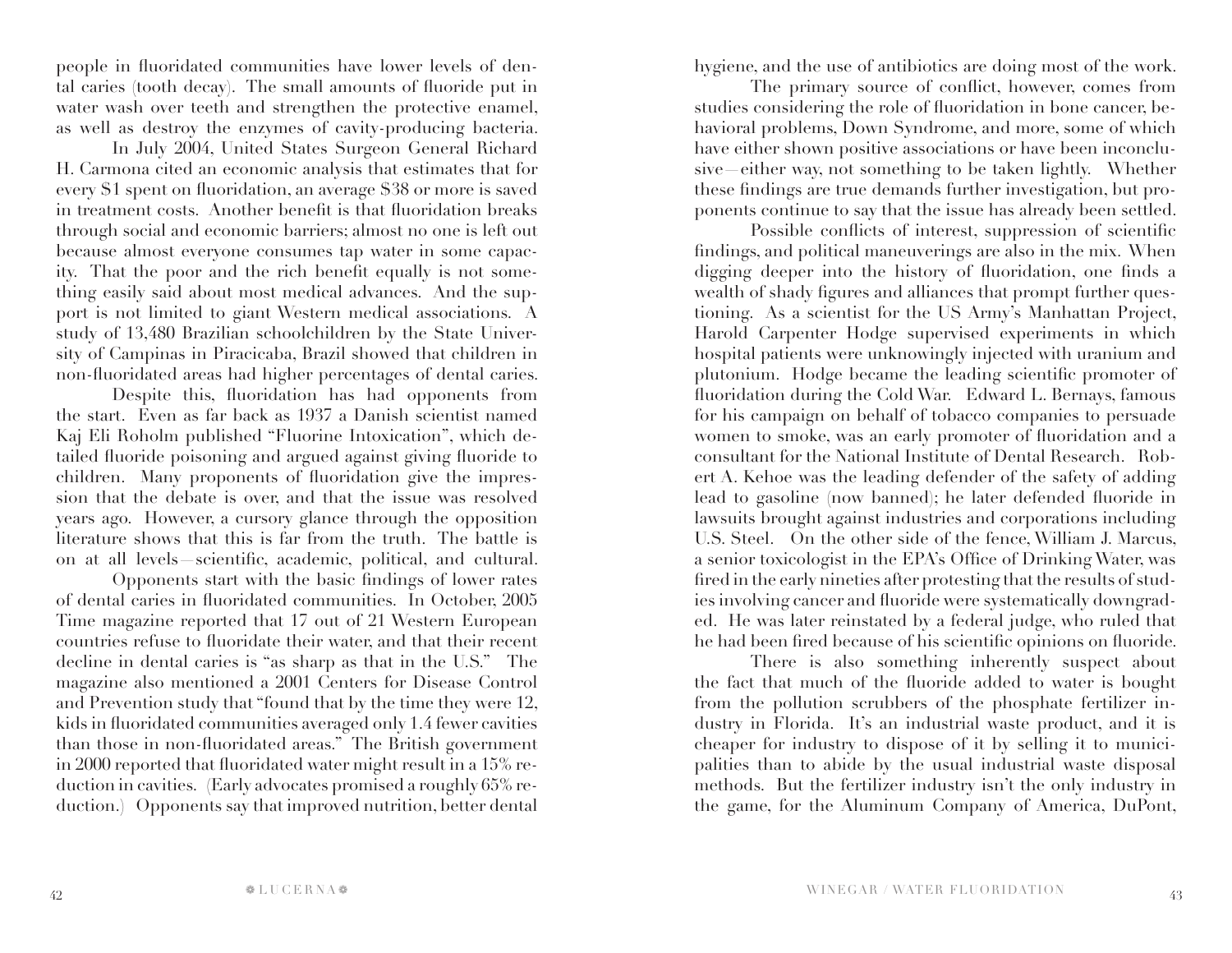people in fluoridated communities have lower levels of dental caries (tooth decay). The small amounts of fluoride put in water wash over teeth and strengthen the protective enamel, as well as destroy the enzymes of cavity-producing bacteria.

In July 2004, United States Surgeon General Richard H. Carmona cited an economic analysis that estimates that for every $1 spent on fluoridation, an average $38 or more is saved in treatment costs. Another benefit is that fluoridation breaks through social and economic barriers; almost no one is left out because almost everyone consumes tap water in some capacity. That the poor and the rich benefit equally is not something easily said about most medical advances. And the support is not limited to giant Western medical associations. A study of 13,480 Brazilian schoolchildren by the State University of Campinas in Piracicaba, Brazil showed that children in non-fluoridated areas had higher percentages of dental caries.

Despite this, fluoridation has had opponents from the start. Even as far back as 1937 a Danish scientist named Kaj Eli Roholm published "Fluorine Intoxication", which detailed fluoride poisoning and argued against giving fluoride to children. Many proponents of fluoridation give the impression that the debate is over, and that the issue was resolved years ago. However, a cursory glance through the opposition literature shows that this is far from the truth. The battle is on at all levels—scientific, academic, political, and cultural.

Opponents start with the basic findings of lower rates of dental caries in fluoridated communities. In October, 2005 Time magazine reported that 17 out of 21 Western European countries refuse to fluoridate their water, and that their recent decline in dental caries is "as sharp as that in the U.S." The magazine also mentioned a 2001 Centers for Disease Control and Prevention study that "found that by the time they were 12, kids in fluoridated communities averaged only 1.4 fewer cavities than those in non-fluoridated areas." The British government in 2000 reported that fluoridated water might result in a 15% reduction in cavities. (Early advocates promised a roughly 65% reduction.) Opponents say that improved nutrition, better dental hygiene, and the use of antibiotics are doing most of the work.

The primary source of conflict, however, comes from studies considering the role of fluoridation in bone cancer, behavioral problems, Down Syndrome, and more, some of which have either shown positive associations or have been inconclusive—either way, not something to be taken lightly. Whether these findings are true demands further investigation, but proponents continue to say that the issue has already been settled.

Possible conflicts of interest, suppression of scientific findings, and political maneuverings are also in the mix. When digging deeper into the history of fluoridation, one finds a wealth of shady figures and alliances that prompt further questioning. As a scientist for the US Army's Manhattan Project, Harold Carpenter Hodge supervised experiments in which hospital patients were unknowingly injected with uranium and plutonium. Hodge became the leading scientific promoter of fluoridation during the Cold War. Edward L. Bernays, famous for his campaign on behalf of tobacco companies to persuade women to smoke, was an early promoter of fluoridation and a consultant for the National Institute of Dental Research. Robert A. Kehoe was the leading defender of the safety of adding lead to gasoline (now banned); he later defended fluoride in lawsuits brought against industries and corporations including U.S. Steel. On the other side of the fence, William J. Marcus, a senior toxicologist in the EPA's Office of Drinking Water, was fired in the early nineties after protesting that the results of studies involving cancer and fluoride were systematically downgraded. He was later reinstated by a federal judge, who ruled that he had been fired because of his scientific opinions on fluoride.

There is also something inherently suspect about the fact that much of the fluoride added to water is bought from the pollution scrubbers of the phosphate fertilizer industry in Florida. It's an industrial waste product, and it is cheaper for industry to dispose of it by selling it to municipalities than to abide by the usual industrial waste disposal methods. But the fertilizer industry isn't the only industry in the game, for the Aluminum Company of America, DuPont,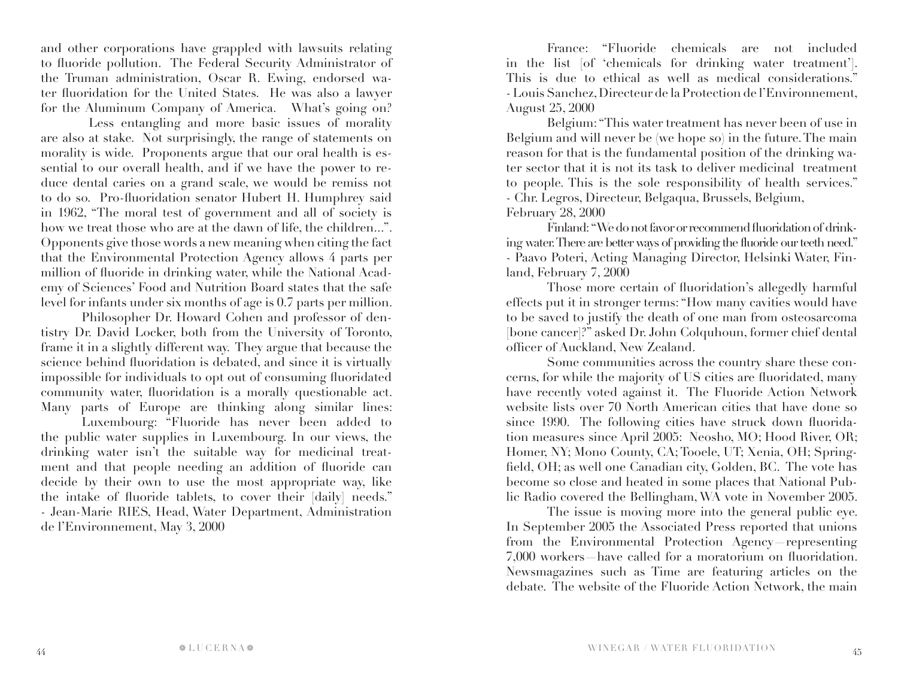and other corporations have grappled with lawsuits relating to fluoride pollution. The Federal Security Administrator of the Truman administration, Oscar R. Ewing, endorsed water fluoridation for the United States. He was also a lawyer for the Aluminum Company of America. What's going on?

Less entangling and more basic issues of morality are also at stake. Not surprisingly, the range of statements on morality is wide. Proponents argue that our oral health is essential to our overall health, and if we have the power to reduce dental caries on a grand scale, we would be remiss not to do so. Pro-fluoridation senator Hubert H. Humphrey said in 1962, "The moral test of government and all of society is how we treat those who are at the dawn of life, the children...". Opponents give those words a new meaning when citing the fact that the Environmental Protection Agency allows 4 parts per million of fluoride in drinking water, while the National Academy of Sciences' Food and Nutrition Board states that the safe level for infants under six months of age is 0.7 parts per million.

Philosopher Dr. Howard Cohen and professor of dentistry Dr. David Locker, both from the University of Toronto, frame it in a slightly different way. They argue that because the science behind fluoridation is debated, and since it is virtually impossible for individuals to opt out of consuming fluoridated community water, fluoridation is a morally questionable act. Many parts of Europe are thinking along similar lines:

Luxembourg: "Fluoride has never been added to the public water supplies in Luxembourg. In our views, the drinking water isn't the suitable way for medicinal treatment and that people needing an addition of fluoride can decide by their own to use the most appropriate way, like the intake of fluoride tablets, to cover their [daily] needs." - Jean-Marie RIES, Head, Water Department, Administration de l'Environnement, May 3, 2000

France: "Fluoride chemicals are not included in the list [of 'chemicals for drinking water treatment']. This is due to ethical as well as medical considerations." - Louis Sanchez, Directeur de la Protection de l'Environnement, August 25, 2000

Belgium: "This water treatment has never been of use in Belgium and will never be (we hope so) in the future. The main reason for that is the fundamental position of the drinking water sector that it is not its task to deliver medicinal treatment to people. This is the sole responsibility of health services." - Chr. Legros, Directeur, Belgaqua, Brussels, Belgium, February 28, 2000

Finland: "We do not favor or recommend fluoridation of drinking water. There are better ways of providing the fluoride our teeth need." - Paavo Poteri, Acting Managing Director, Helsinki Water, Finland, February 7, 2000

Those more certain of fluoridation's allegedly harmful effects put it in stronger terms: "How many cavities would have to be saved to justify the death of one man from osteosarcoma [bone cancer]?" asked Dr. John Colquhoun, former chief dental officer of Auckland, New Zealand.

Some communities across the country share these concerns, for while the majority of US cities are fluoridated, many have recently voted against it. The Fluoride Action Network website lists over 70 North American cities that have done so since 1990. The following cities have struck down fluoridation measures since April 2005: Neosho, MO; Hood River, OR; Homer, NY; Mono County, CA; Tooele, UT; Xenia, OH; Springfield, OH; as well one Canadian city, Golden, BC. The vote has become so close and heated in some places that National Public Radio covered the Bellingham, WA vote in November 2005.

The issue is moving more into the general public eye. In September 2005 the Associated Press reported that unions from the Environmental Protection Agency—representing 7,000 workers—have called for a moratorium on fluoridation. Newsmagazines such as Time are featuring articles on the debate. The website of the Fluoride Action Network, the main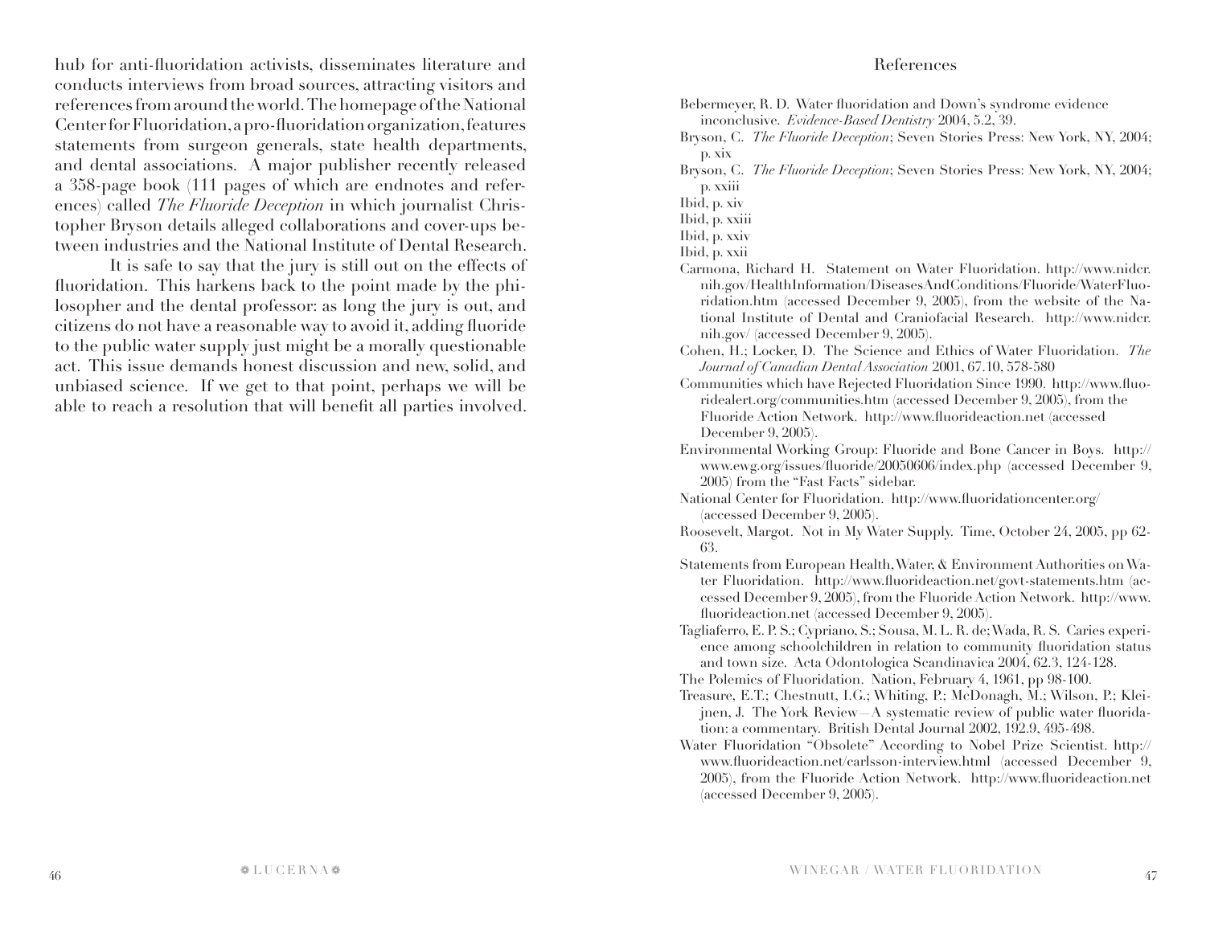hub for anti-fluoridation activists, disseminates literature and conducts interviews from broad sources, attracting visitors and references from around the world. The homepage of the National Center for Fluoridation, a pro-fluoridation organization, features statements from surgeon generals, state health departments, and dental associations. A major publisher recently released a 358-page book (111 pages of which are endnotes and references) called *The Fluoride Deception* in which journalist Christopher Bryson details alleged collaborations and cover-ups between industries and the National Institute of Dental Research.

It is safe to say that the jury is still out on the effects of fluoridation. This harkens back to the point made by the philosopher and the dental professor: as long the jury is out, and citizens do not have a reasonable way to avoid it, adding fluoride to the public water supply just might be a morally questionable act. This issue demands honest discussion and new, solid, and unbiased science. If we get to that point, perhaps we will be able to reach a resolution that will benefit all parties involved.

## References

Bebermeyer, R. D. Water fluoridation and Down's syndrome evidence inconclusive. *Evidence-Based Dentistry* 2004, 5.2, 39.

Bryson, C. *The Fluoride Deception*; Seven Stories Press: New York, NY, 2004; p. xix

Bryson, C. *The Fluoride Deception*; Seven Stories Press: New York, NY, 2004; p. xxiii

Ibid, p. xiv

Ibid, p. xxiii

Ibid, p. xxiv

Ibid, p. xxii

Carmona, Richard H. Statement on Water Fluoridation. http://www.nidcr.nih.gov/HealthInformation/DiseasesAndConditions/Fluoride/WaterFluoridation.htm (accessed December 9, 2005), from the website of the National Institute of Dental and Craniofacial Research. http://www.nidcr.nih.gov/ (accessed December 9, 2005).

Cohen, H.; Locker, D. The Science and Ethics of Water Fluoridation. *The Journal of Canadian Dental Association* 2001, 67.10, 578-580

Communities which have Rejected Fluoridation Since 1990. http://www.fluoridealert.org/communities.htm (accessed December 9, 2005), from the Fluoride Action Network. http://www.fluorideaction.net (accessed December 9, 2005).

Environmental Working Group: Fluoride and Bone Cancer in Boys. http://www.ewg.org/issues/fluoride/20050606/index.php (accessed December 9, 2005) from the "Fast Facts" sidebar.

National Center for Fluoridation. http://www.fluoridationcenter.org/ (accessed December 9, 2005).

Roosevelt, Margot. Not in My Water Supply. Time, October 24, 2005, pp 62-63.

Statements from European Health, Water, & Environment Authorities on Water Fluoridation. http://www.fluorideaction.net/govt-statements.htm (accessed December 9, 2005), from the Fluoride Action Network. http://www.fluorideaction.net (accessed December 9, 2005).

Tagliaferro, E. P. S.; Cypriano, S.; Sousa, M. L. R. de; Wada, R. S. Caries experience among schoolchildren in relation to community fluoridation status and town size. Acta Odontologica Scandinavica 2004, 62.3, 124-128.

The Polemics of Fluoridation. Nation, February 4, 1961, pp 98-100.

Treasure, E.T.; Chestnutt, I.G.; Whiting, P.; McDonagh, M.; Wilson, P.; Kleijnen, J. The York Review—A systematic review of public water fluoridation: a commentary. British Dental Journal 2002, 192.9, 495-498.

Water Fluoridation "Obsolete" According to Nobel Prize Scientist. http://www.fluorideaction.net/carlsson-interview.html (accessed December 9, 2005), from the Fluoride Action Network. http://www.fluorideaction.net (accessed December 9, 2005).